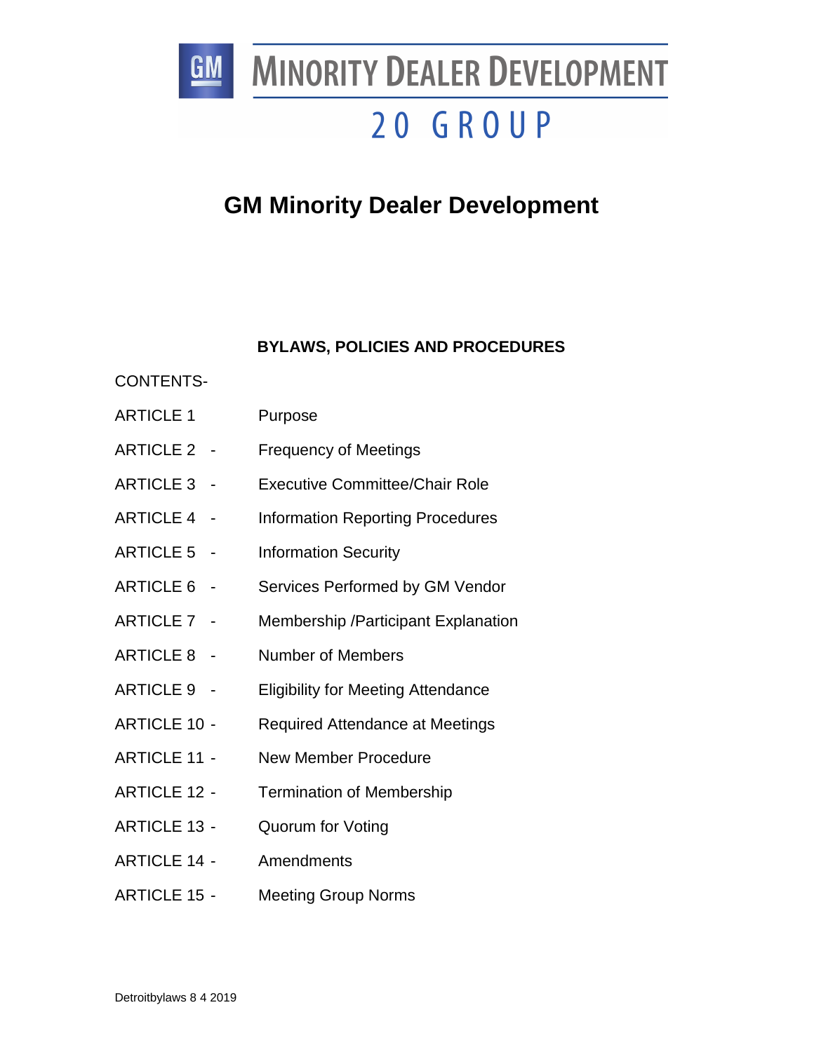# GM Minority Dealer Development 20 Group

## GM Minority Dealer Development

### BYLAWS, POLICIES AND PROCEDURES

CONTENTS-

| | |
|---|---|
| ARTICLE 1 | Purpose |
| ARTICLE 2 - | Frequency of Meetings |
| ARTICLE 3 - | Executive Committee/Chair Role |
| ARTICLE 4 - | Information Reporting Procedures |
| ARTICLE 5 - | Information Security |
| ARTICLE 6 - | Services Performed by GM Vendor |
| ARTICLE 7 - | Membership /Participant Explanation |
| ARTICLE 8 - | Number of Members |
| ARTICLE 9 - | Eligibility for Meeting Attendance |
| ARTICLE 10 - | Required Attendance at Meetings |
| ARTICLE 11 - | New Member Procedure |
| ARTICLE 12 - | Termination of Membership |
| ARTICLE 13 - | Quorum for Voting |
| ARTICLE 14 - | Amendments |
| ARTICLE 15 - | Meeting Group Norms |

Detroitbylaws 8 4 2019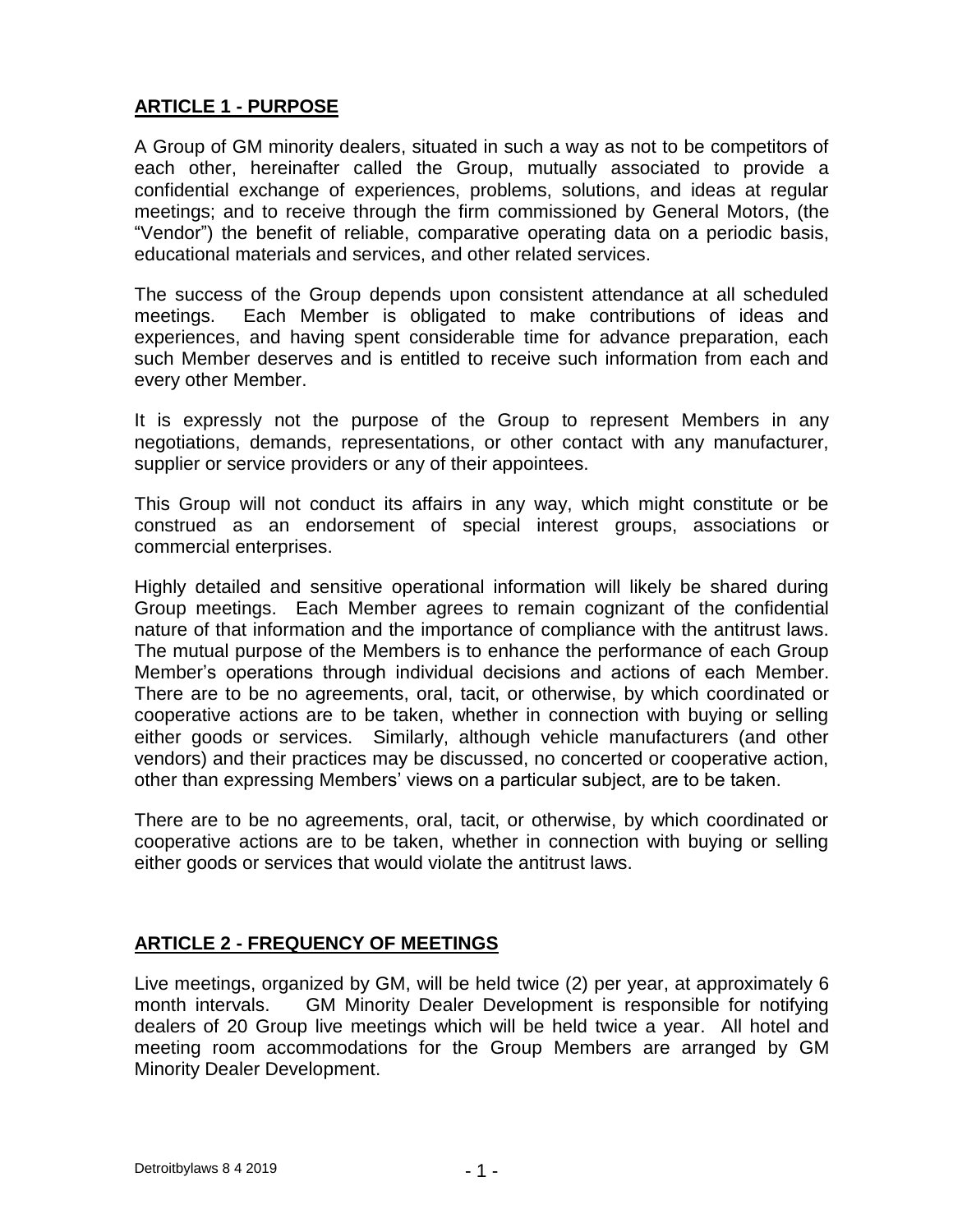## ARTICLE 1 - PURPOSE

A Group of GM minority dealers, situated in such a way as not to be competitors of each other, hereinafter called the Group, mutually associated to provide a confidential exchange of experiences, problems, solutions, and ideas at regular meetings; and to receive through the firm commissioned by General Motors, (the "Vendor") the benefit of reliable, comparative operating data on a periodic basis, educational materials and services, and other related services.

The success of the Group depends upon consistent attendance at all scheduled meetings. Each Member is obligated to make contributions of ideas and experiences, and having spent considerable time for advance preparation, each such Member deserves and is entitled to receive such information from each and every other Member.

It is expressly not the purpose of the Group to represent Members in any negotiations, demands, representations, or other contact with any manufacturer, supplier or service providers or any of their appointees.

This Group will not conduct its affairs in any way, which might constitute or be construed as an endorsement of special interest groups, associations or commercial enterprises.

Highly detailed and sensitive operational information will likely be shared during Group meetings. Each Member agrees to remain cognizant of the confidential nature of that information and the importance of compliance with the antitrust laws. The mutual purpose of the Members is to enhance the performance of each Group Member's operations through individual decisions and actions of each Member. There are to be no agreements, oral, tacit, or otherwise, by which coordinated or cooperative actions are to be taken, whether in connection with buying or selling either goods or services. Similarly, although vehicle manufacturers (and other vendors) and their practices may be discussed, no concerted or cooperative action, other than expressing Members' views on a particular subject, are to be taken.

There are to be no agreements, oral, tacit, or otherwise, by which coordinated or cooperative actions are to be taken, whether in connection with buying or selling either goods or services that would violate the antitrust laws.

## ARTICLE 2 - FREQUENCY OF MEETINGS

Live meetings, organized by GM, will be held twice (2) per year, at approximately 6 month intervals. GM Minority Dealer Development is responsible for notifying dealers of 20 Group live meetings which will be held twice a year. All hotel and meeting room accommodations for the Group Members are arranged by GM Minority Dealer Development.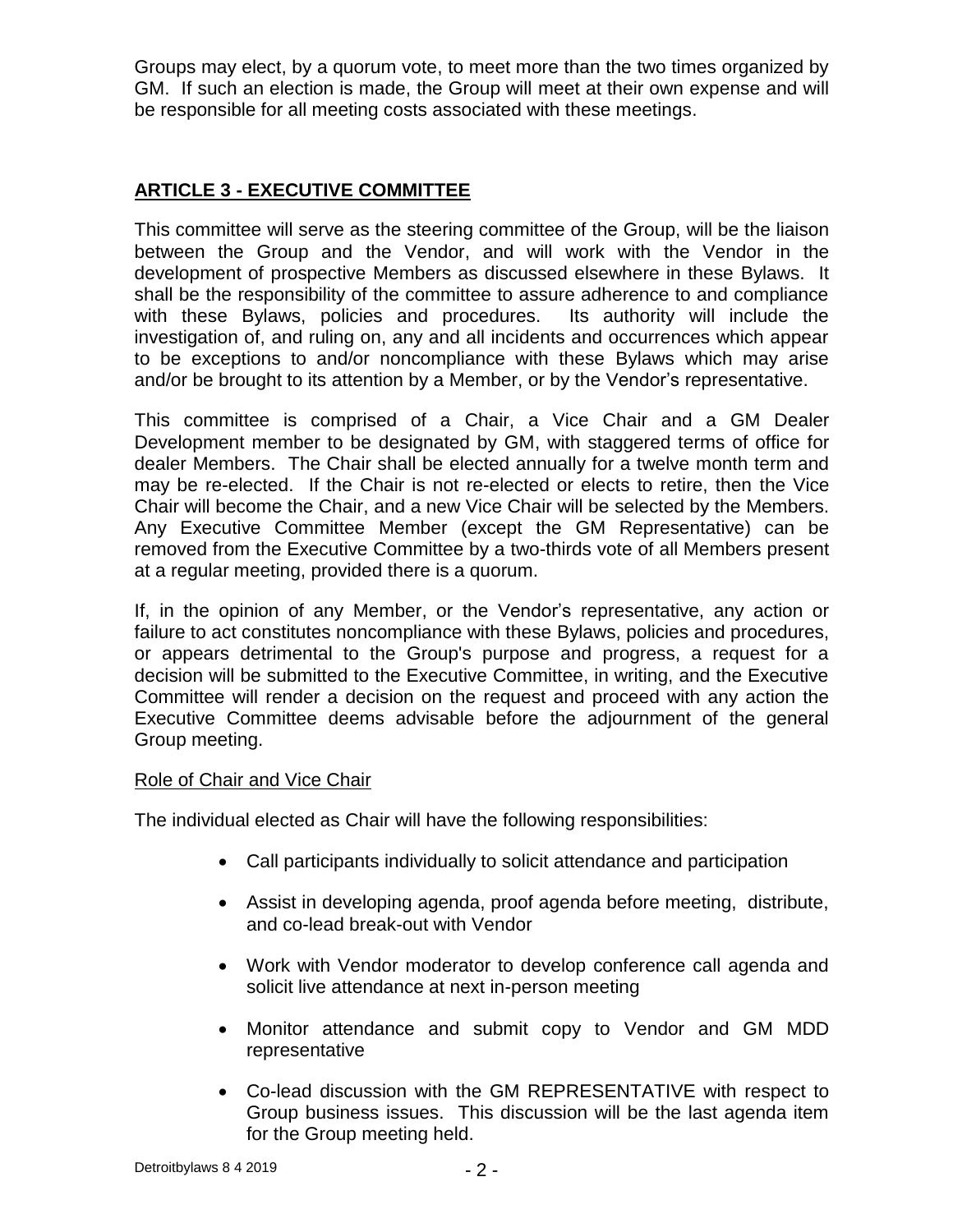Groups may elect, by a quorum vote, to meet more than the two times organized by GM. If such an election is made, the Group will meet at their own expense and will be responsible for all meeting costs associated with these meetings.

## ARTICLE 3 - EXECUTIVE COMMITTEE

This committee will serve as the steering committee of the Group, will be the liaison between the Group and the Vendor, and will work with the Vendor in the development of prospective Members as discussed elsewhere in these Bylaws. It shall be the responsibility of the committee to assure adherence to and compliance with these Bylaws, policies and procedures. Its authority will include the investigation of, and ruling on, any and all incidents and occurrences which appear to be exceptions to and/or noncompliance with these Bylaws which may arise and/or be brought to its attention by a Member, or by the Vendor's representative.

This committee is comprised of a Chair, a Vice Chair and a GM Dealer Development member to be designated by GM, with staggered terms of office for dealer Members. The Chair shall be elected annually for a twelve month term and may be re-elected. If the Chair is not re-elected or elects to retire, then the Vice Chair will become the Chair, and a new Vice Chair will be selected by the Members. Any Executive Committee Member (except the GM Representative) can be removed from the Executive Committee by a two-thirds vote of all Members present at a regular meeting, provided there is a quorum.

If, in the opinion of any Member, or the Vendor's representative, any action or failure to act constitutes noncompliance with these Bylaws, policies and procedures, or appears detrimental to the Group's purpose and progress, a request for a decision will be submitted to the Executive Committee, in writing, and the Executive Committee will render a decision on the request and proceed with any action the Executive Committee deems advisable before the adjournment of the general Group meeting.

Role of Chair and Vice Chair

The individual elected as Chair will have the following responsibilities:

- Call participants individually to solicit attendance and participation
- Assist in developing agenda, proof agenda before meeting, distribute, and co-lead break-out with Vendor
- Work with Vendor moderator to develop conference call agenda and solicit live attendance at next in-person meeting
- Monitor attendance and submit copy to Vendor and GM MDD representative
- Co-lead discussion with the GM REPRESENTATIVE with respect to Group business issues. This discussion will be the last agenda item for the Group meeting held.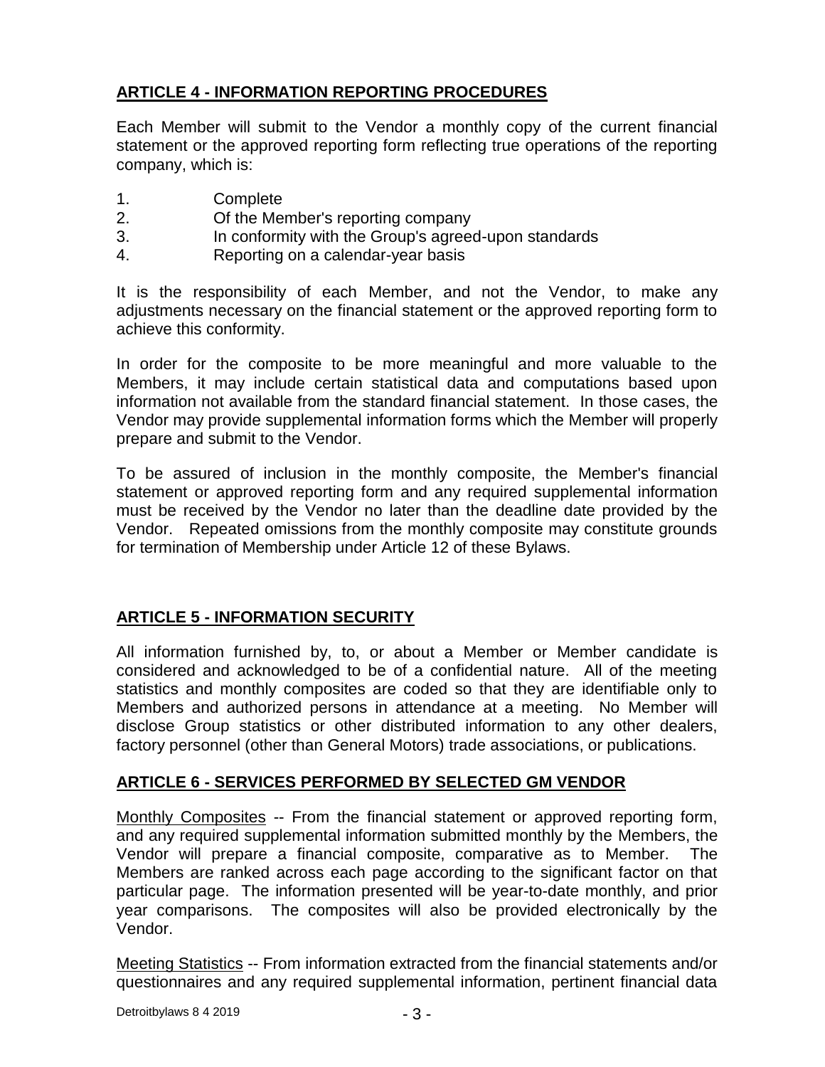## ARTICLE 4 - INFORMATION REPORTING PROCEDURES

Each Member will submit to the Vendor a monthly copy of the current financial statement or the approved reporting form reflecting true operations of the reporting company, which is:

1. Complete
2. Of the Member's reporting company
3. In conformity with the Group's agreed-upon standards
4. Reporting on a calendar-year basis

It is the responsibility of each Member, and not the Vendor, to make any adjustments necessary on the financial statement or the approved reporting form to achieve this conformity.

In order for the composite to be more meaningful and more valuable to the Members, it may include certain statistical data and computations based upon information not available from the standard financial statement. In those cases, the Vendor may provide supplemental information forms which the Member will properly prepare and submit to the Vendor.

To be assured of inclusion in the monthly composite, the Member's financial statement or approved reporting form and any required supplemental information must be received by the Vendor no later than the deadline date provided by the Vendor. Repeated omissions from the monthly composite may constitute grounds for termination of Membership under Article 12 of these Bylaws.

## ARTICLE 5 - INFORMATION SECURITY

All information furnished by, to, or about a Member or Member candidate is considered and acknowledged to be of a confidential nature. All of the meeting statistics and monthly composites are coded so that they are identifiable only to Members and authorized persons in attendance at a meeting. No Member will disclose Group statistics or other distributed information to any other dealers, factory personnel (other than General Motors) trade associations, or publications.

## ARTICLE 6 - SERVICES PERFORMED BY SELECTED GM VENDOR

Monthly Composites -- From the financial statement or approved reporting form, and any required supplemental information submitted monthly by the Members, the Vendor will prepare a financial composite, comparative as to Member. The Members are ranked across each page according to the significant factor on that particular page. The information presented will be year-to-date monthly, and prior year comparisons. The composites will also be provided electronically by the Vendor.

Meeting Statistics -- From information extracted from the financial statements and/or questionnaires and any required supplemental information, pertinent financial data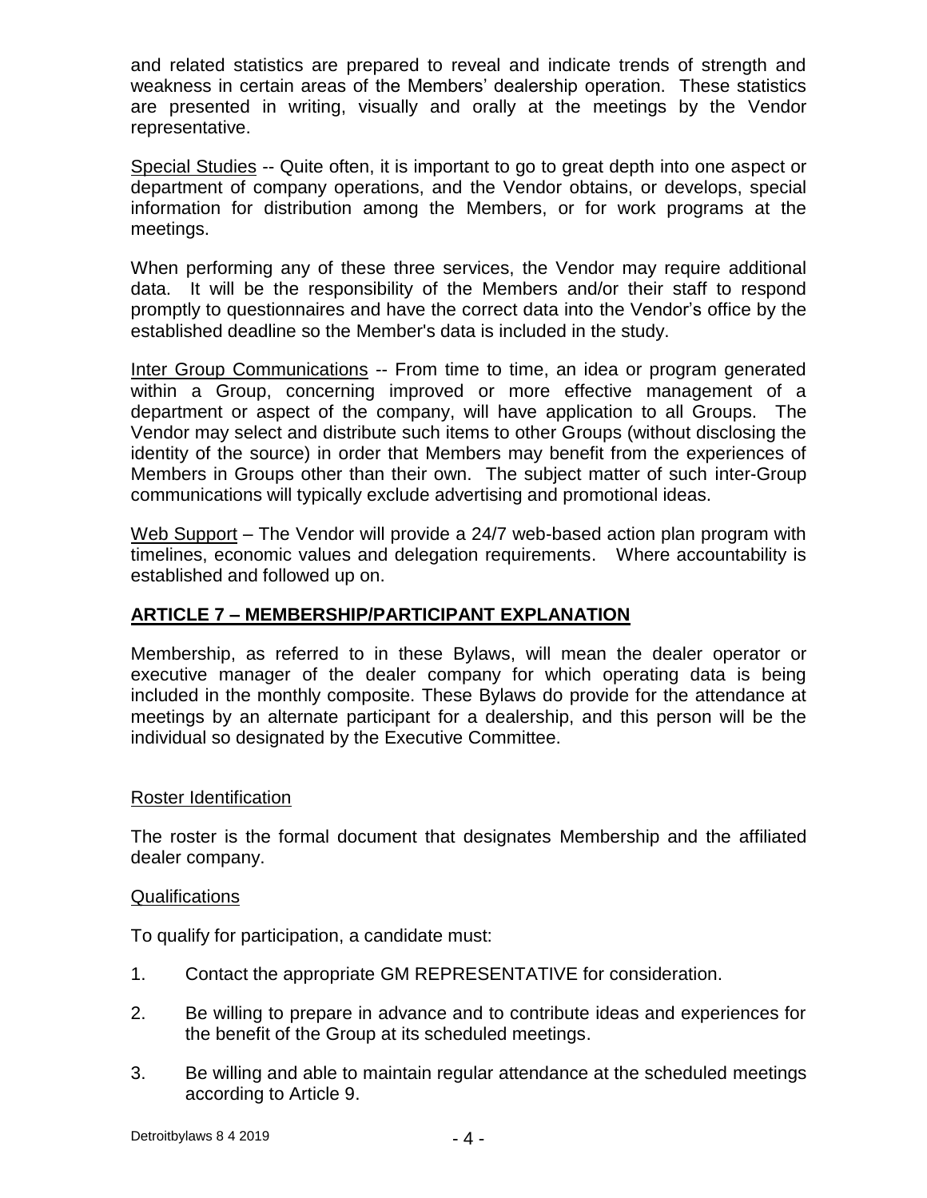and related statistics are prepared to reveal and indicate trends of strength and weakness in certain areas of the Members' dealership operation. These statistics are presented in writing, visually and orally at the meetings by the Vendor representative.

Special Studies -- Quite often, it is important to go to great depth into one aspect or department of company operations, and the Vendor obtains, or develops, special information for distribution among the Members, or for work programs at the meetings.

When performing any of these three services, the Vendor may require additional data. It will be the responsibility of the Members and/or their staff to respond promptly to questionnaires and have the correct data into the Vendor's office by the established deadline so the Member's data is included in the study.

Inter Group Communications -- From time to time, an idea or program generated within a Group, concerning improved or more effective management of a department or aspect of the company, will have application to all Groups. The Vendor may select and distribute such items to other Groups (without disclosing the identity of the source) in order that Members may benefit from the experiences of Members in Groups other than their own. The subject matter of such inter-Group communications will typically exclude advertising and promotional ideas.

Web Support – The Vendor will provide a 24/7 web-based action plan program with timelines, economic values and delegation requirements. Where accountability is established and followed up on.

## ARTICLE 7 – MEMBERSHIP/PARTICIPANT EXPLANATION

Membership, as referred to in these Bylaws, will mean the dealer operator or executive manager of the dealer company for which operating data is being included in the monthly composite. These Bylaws do provide for the attendance at meetings by an alternate participant for a dealership, and this person will be the individual so designated by the Executive Committee.

Roster Identification

The roster is the formal document that designates Membership and the affiliated dealer company.

Qualifications

To qualify for participation, a candidate must:

1. Contact the appropriate GM REPRESENTATIVE for consideration.
2. Be willing to prepare in advance and to contribute ideas and experiences for the benefit of the Group at its scheduled meetings.
3. Be willing and able to maintain regular attendance at the scheduled meetings according to Article 9.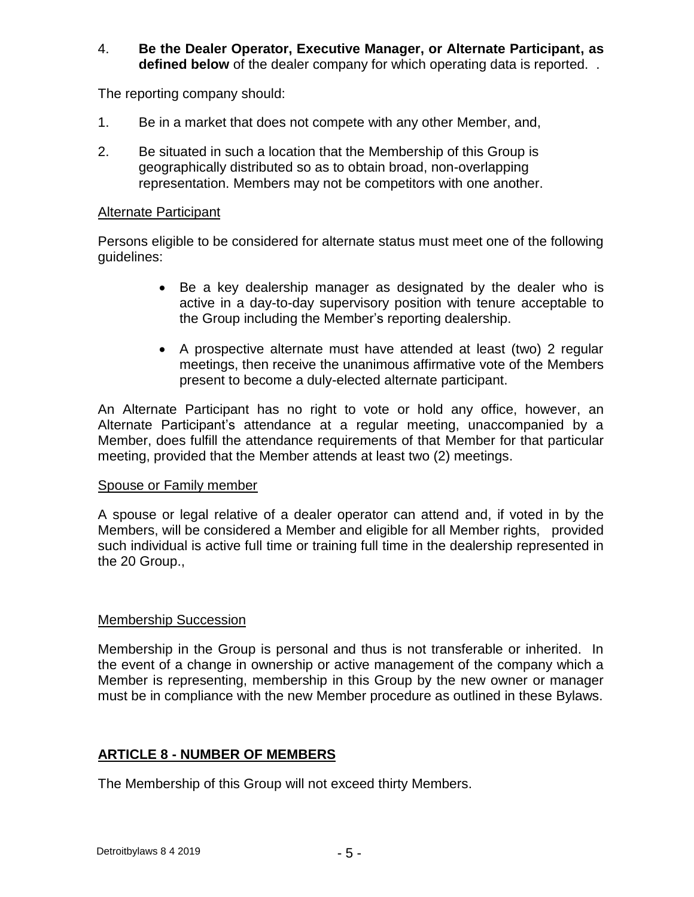4. **Be the Dealer Operator, Executive Manager, or Alternate Participant, as defined below** of the dealer company for which operating data is reported. .

The reporting company should:

1. Be in a market that does not compete with any other Member, and,

2. Be situated in such a location that the Membership of this Group is geographically distributed so as to obtain broad, non-overlapping representation. Members may not be competitors with one another.

Alternate Participant

Persons eligible to be considered for alternate status must meet one of the following guidelines:

- Be a key dealership manager as designated by the dealer who is active in a day-to-day supervisory position with tenure acceptable to the Group including the Member's reporting dealership.
- A prospective alternate must have attended at least (two) 2 regular meetings, then receive the unanimous affirmative vote of the Members present to become a duly-elected alternate participant.

An Alternate Participant has no right to vote or hold any office, however, an Alternate Participant's attendance at a regular meeting, unaccompanied by a Member, does fulfill the attendance requirements of that Member for that particular meeting, provided that the Member attends at least two (2) meetings.

Spouse or Family member

A spouse or legal relative of a dealer operator can attend and, if voted in by the Members, will be considered a Member and eligible for all Member rights, provided such individual is active full time or training full time in the dealership represented in the 20 Group.,

Membership Succession

Membership in the Group is personal and thus is not transferable or inherited. In the event of a change in ownership or active management of the company which a Member is representing, membership in this Group by the new owner or manager must be in compliance with the new Member procedure as outlined in these Bylaws.

## ARTICLE 8 - NUMBER OF MEMBERS

The Membership of this Group will not exceed thirty Members.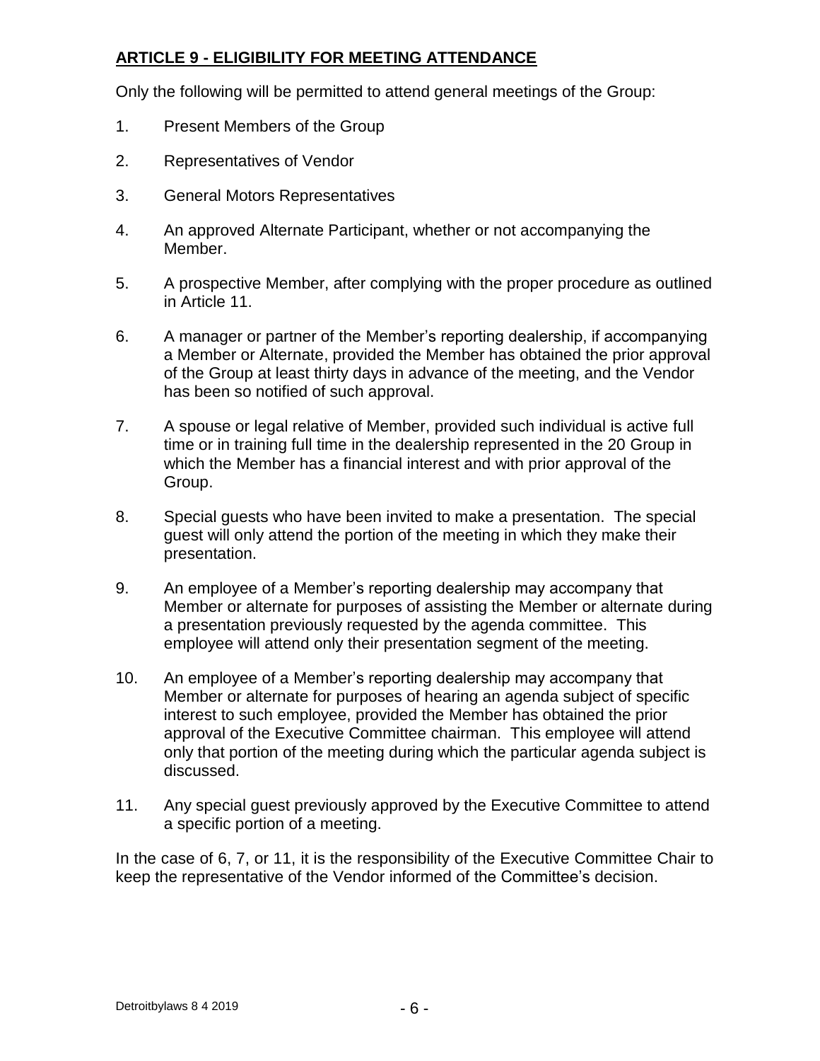## ARTICLE 9 - ELIGIBILITY FOR MEETING ATTENDANCE

Only the following will be permitted to attend general meetings of the Group:

1. Present Members of the Group
2. Representatives of Vendor
3. General Motors Representatives
4. An approved Alternate Participant, whether or not accompanying the Member.
5. A prospective Member, after complying with the proper procedure as outlined in Article 11.
6. A manager or partner of the Member's reporting dealership, if accompanying a Member or Alternate, provided the Member has obtained the prior approval of the Group at least thirty days in advance of the meeting, and the Vendor has been so notified of such approval.
7. A spouse or legal relative of Member, provided such individual is active full time or in training full time in the dealership represented in the 20 Group in which the Member has a financial interest and with prior approval of the Group.
8. Special guests who have been invited to make a presentation. The special guest will only attend the portion of the meeting in which they make their presentation.
9. An employee of a Member's reporting dealership may accompany that Member or alternate for purposes of assisting the Member or alternate during a presentation previously requested by the agenda committee. This employee will attend only their presentation segment of the meeting.
10. An employee of a Member's reporting dealership may accompany that Member or alternate for purposes of hearing an agenda subject of specific interest to such employee, provided the Member has obtained the prior approval of the Executive Committee chairman. This employee will attend only that portion of the meeting during which the particular agenda subject is discussed.
11. Any special guest previously approved by the Executive Committee to attend a specific portion of a meeting.

In the case of 6, 7, or 11, it is the responsibility of the Executive Committee Chair to keep the representative of the Vendor informed of the Committee's decision.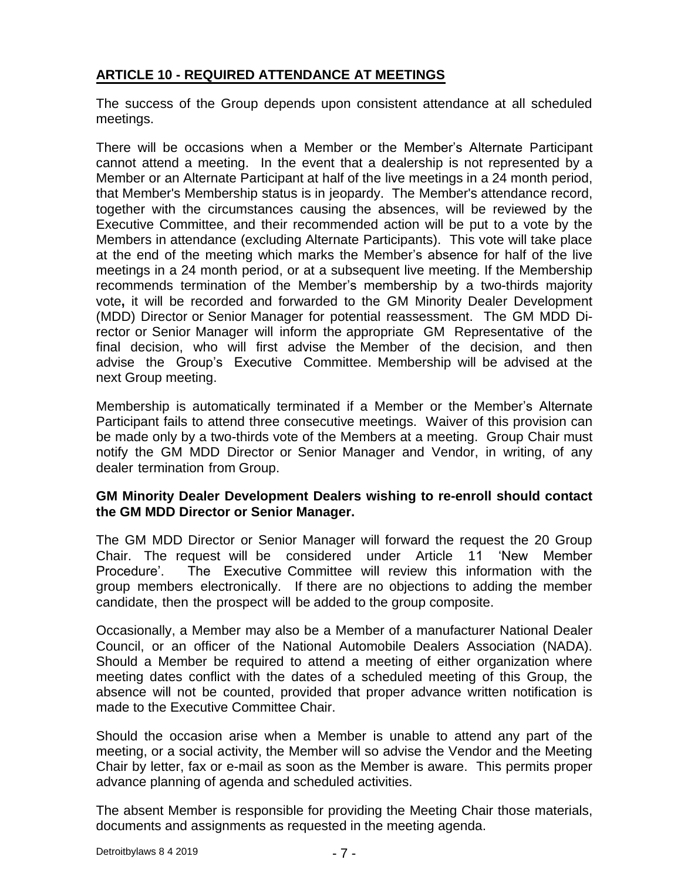## ARTICLE 10 - REQUIRED ATTENDANCE AT MEETINGS

The success of the Group depends upon consistent attendance at all scheduled meetings.

There will be occasions when a Member or the Member's Alternate Participant cannot attend a meeting. In the event that a dealership is not represented by a Member or an Alternate Participant at half of the live meetings in a 24 month period, that Member's Membership status is in jeopardy. The Member's attendance record, together with the circumstances causing the absences, will be reviewed by the Executive Committee, and their recommended action will be put to a vote by the Members in attendance (excluding Alternate Participants). This vote will take place at the end of the meeting which marks the Member's absence for half of the live meetings in a 24 month period, or at a subsequent live meeting. If the Membership recommends termination of the Member's membership by a two-thirds majority vote**,** it will be recorded and forwarded to the GM Minority Dealer Development (MDD) Director or Senior Manager for potential reassessment. The GM MDD Director or Senior Manager will inform the appropriate GM Representative of the final decision, who will first advise the Member of the decision, and then advise the Group's Executive Committee. Membership will be advised at the next Group meeting.

Membership is automatically terminated if a Member or the Member's Alternate Participant fails to attend three consecutive meetings. Waiver of this provision can be made only by a two-thirds vote of the Members at a meeting. Group Chair must notify the GM MDD Director or Senior Manager and Vendor, in writing, of any dealer termination from Group.

**GM Minority Dealer Development Dealers wishing to re-enroll should contact the GM MDD Director or Senior Manager.**

The GM MDD Director or Senior Manager will forward the request the 20 Group Chair. The request will be considered under Article 11 'New Member Procedure'. The Executive Committee will review this information with the group members electronically. If there are no objections to adding the member candidate, then the prospect will be added to the group composite.

Occasionally, a Member may also be a Member of a manufacturer National Dealer Council, or an officer of the National Automobile Dealers Association (NADA). Should a Member be required to attend a meeting of either organization where meeting dates conflict with the dates of a scheduled meeting of this Group, the absence will not be counted, provided that proper advance written notification is made to the Executive Committee Chair.

Should the occasion arise when a Member is unable to attend any part of the meeting, or a social activity, the Member will so advise the Vendor and the Meeting Chair by letter, fax or e-mail as soon as the Member is aware. This permits proper advance planning of agenda and scheduled activities.

The absent Member is responsible for providing the Meeting Chair those materials, documents and assignments as requested in the meeting agenda.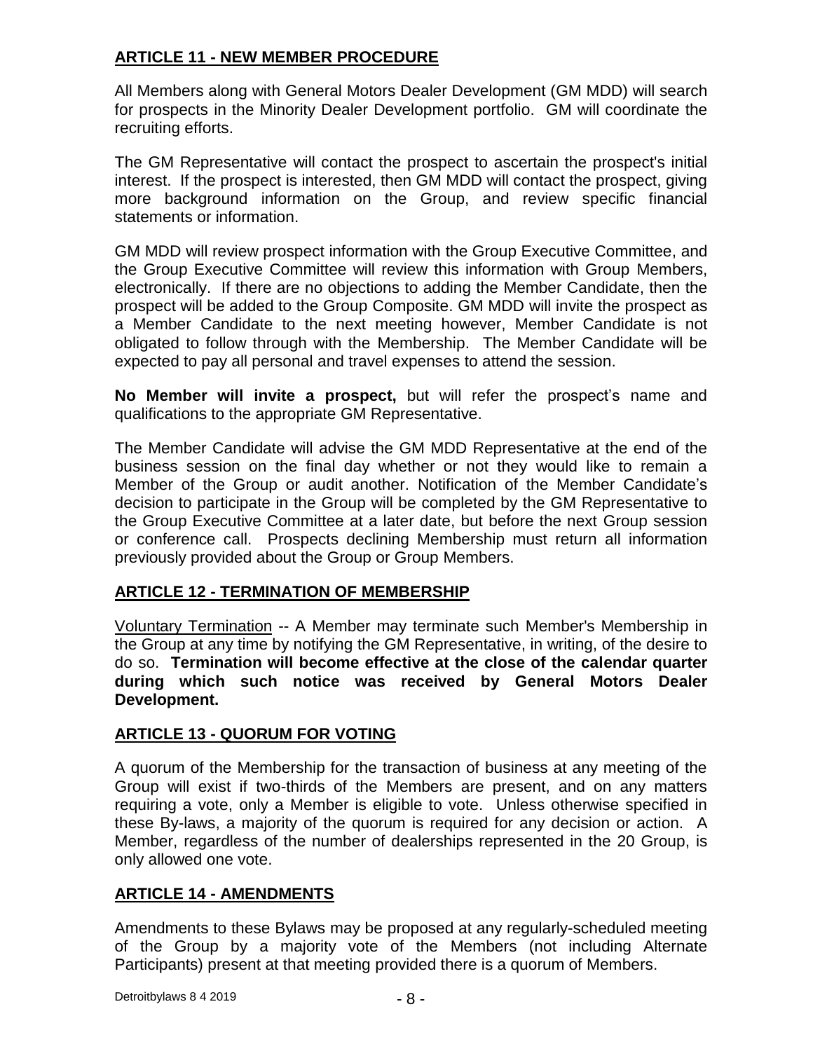## **ARTICLE 11 - NEW MEMBER PROCEDURE**

All Members along with General Motors Dealer Development (GM MDD) will search for prospects in the Minority Dealer Development portfolio. GM will coordinate the recruiting efforts.

The GM Representative will contact the prospect to ascertain the prospect's initial interest. If the prospect is interested, then GM MDD will contact the prospect, giving more background information on the Group, and review specific financial statements or information.

GM MDD will review prospect information with the Group Executive Committee, and the Group Executive Committee will review this information with Group Members, electronically. If there are no objections to adding the Member Candidate, then the prospect will be added to the Group Composite. GM MDD will invite the prospect as a Member Candidate to the next meeting however, Member Candidate is not obligated to follow through with the Membership. The Member Candidate will be expected to pay all personal and travel expenses to attend the session.

**No Member will invite a prospect,** but will refer the prospect's name and qualifications to the appropriate GM Representative.

The Member Candidate will advise the GM MDD Representative at the end of the business session on the final day whether or not they would like to remain a Member of the Group or audit another. Notification of the Member Candidate's decision to participate in the Group will be completed by the GM Representative to the Group Executive Committee at a later date, but before the next Group session or conference call. Prospects declining Membership must return all information previously provided about the Group or Group Members.

## **ARTICLE 12 - TERMINATION OF MEMBERSHIP**

Voluntary Termination -- A Member may terminate such Member's Membership in the Group at any time by notifying the GM Representative, in writing, of the desire to do so. **Termination will become effective at the close of the calendar quarter during which such notice was received by General Motors Dealer Development.**

## **ARTICLE 13 - QUORUM FOR VOTING**

A quorum of the Membership for the transaction of business at any meeting of the Group will exist if two-thirds of the Members are present, and on any matters requiring a vote, only a Member is eligible to vote. Unless otherwise specified in these By-laws, a majority of the quorum is required for any decision or action. A Member, regardless of the number of dealerships represented in the 20 Group, is only allowed one vote.

## **ARTICLE 14 - AMENDMENTS**

Amendments to these Bylaws may be proposed at any regularly-scheduled meeting of the Group by a majority vote of the Members (not including Alternate Participants) present at that meeting provided there is a quorum of Members.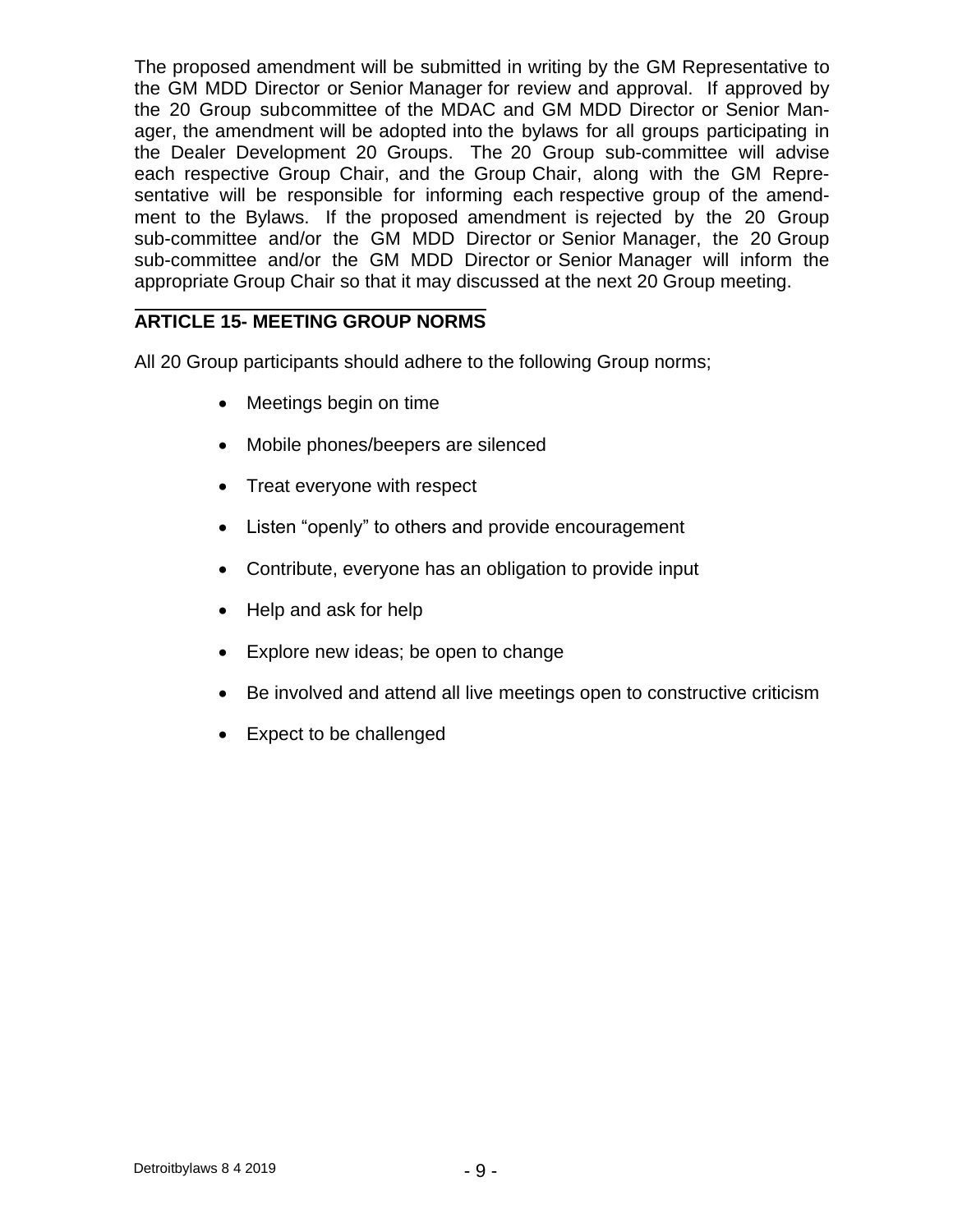The proposed amendment will be submitted in writing by the GM Representative to the GM MDD Director or Senior Manager for review and approval. If approved by the 20 Group subcommittee of the MDAC and GM MDD Director or Senior Manager, the amendment will be adopted into the bylaws for all groups participating in the Dealer Development 20 Groups. The 20 Group sub-committee will advise each respective Group Chair, and the Group Chair, along with the GM Representative will be responsible for informing each respective group of the amendment to the Bylaws. If the proposed amendment is rejected by the 20 Group sub-committee and/or the GM MDD Director or Senior Manager, the 20 Group sub-committee and/or the GM MDD Director or Senior Manager will inform the appropriate Group Chair so that it may discussed at the next 20 Group meeting.

## ARTICLE 15- MEETING GROUP NORMS

All 20 Group participants should adhere to the following Group norms;

- Meetings begin on time
- Mobile phones/beepers are silenced
- Treat everyone with respect
- Listen "openly" to others and provide encouragement
- Contribute, everyone has an obligation to provide input
- Help and ask for help
- Explore new ideas; be open to change
- Be involved and attend all live meetings open to constructive criticism
- Expect to be challenged